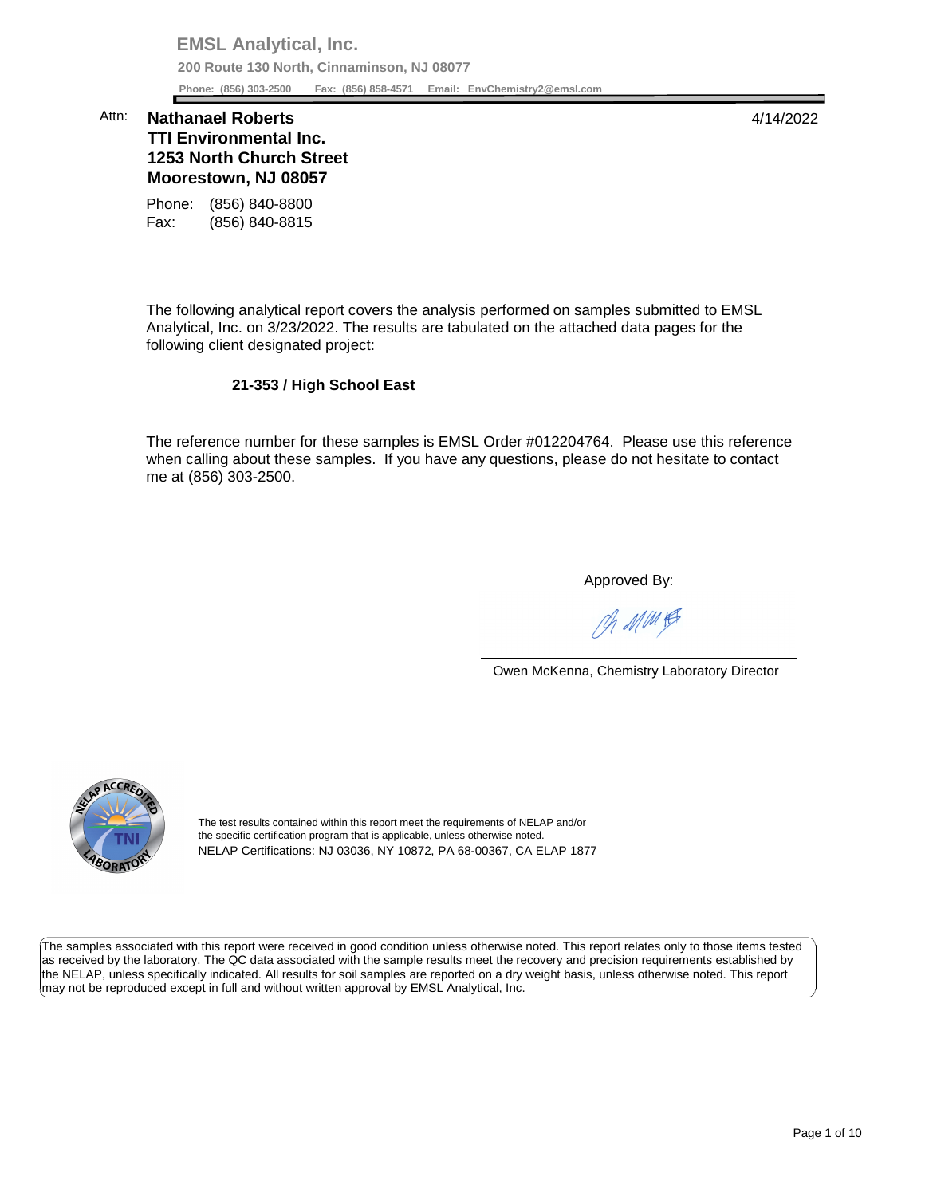**EMSL Analytical, Inc.**

**200 Route 130 North, Cinnaminson, NJ 08077**

**Phone: (856) 303-2500  Fax: (856) 858-4571  Email: EnvChemistry2@emsl.com**

Attn: **Nathanael Roberts**
**TTI Environmental Inc.**
**1253 North Church Street**
**Moorestown, NJ 08057**

4/14/2022

Phone: (856) 840-8800
Fax: (856) 840-8815

The following analytical report covers the analysis performed on samples submitted to EMSL Analytical, Inc. on 3/23/2022. The results are tabulated on the attached data pages for the following client designated project:

**21-353 / High School East**

The reference number for these samples is EMSL Order #012204764. Please use this reference when calling about these samples. If you have any questions, please do not hesitate to contact me at (856) 303-2500.

Approved By:

Owen McKenna, Chemistry Laboratory Director

The test results contained within this report meet the requirements of NELAP and/or the specific certification program that is applicable, unless otherwise noted.
NELAP Certifications: NJ 03036, NY 10872, PA 68-00367, CA ELAP 1877

The samples associated with this report were received in good condition unless otherwise noted. This report relates only to those items tested as received by the laboratory. The QC data associated with the sample results meet the recovery and precision requirements established by the NELAP, unless specifically indicated. All results for soil samples are reported on a dry weight basis, unless otherwise noted. This report may not be reproduced except in full and without written approval by EMSL Analytical, Inc.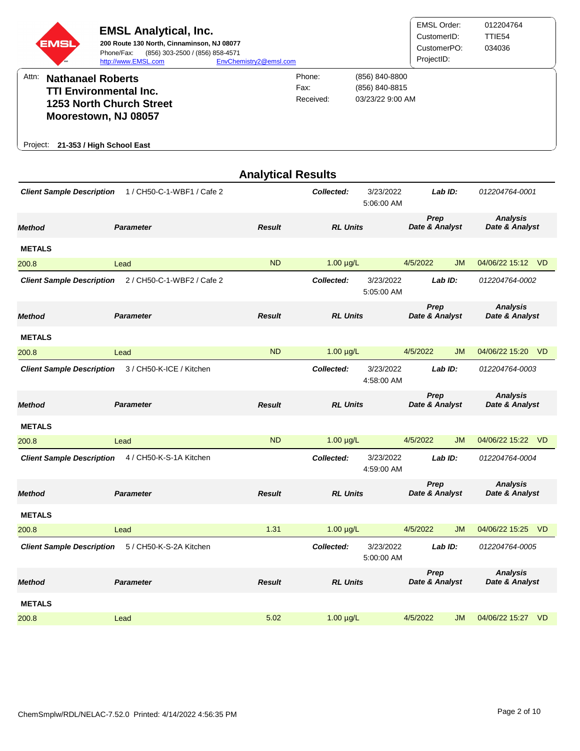**EMSL Analytical, Inc.**
**200 Route 130 North, Cinnaminson, NJ 08077**
Phone/Fax: (856) 303-2500 / (856) 858-4571
http://www.EMSL.com EnvChemistry2@emsl.com

| | |
|---|---|
| EMSL Order: | 012204764 |
| CustomerID: | TTIE54 |
| CustomerPO: | 034036 |
| ProjectID: | |

Attn: **Nathanael Roberts**
**TTI Environmental Inc.**
**1253 North Church Street**
**Moorestown, NJ 08057**

| | |
|---|---|
| Phone: | (856) 840-8800 |
| Fax: | (856) 840-8815 |
| Received: | 03/23/22 9:00 AM |

Project: **21-353 / High School East**

## Analytical Results

***Client Sample Description*** 1 / CH50-C-1-WBF1 / Cafe 2 — ***Collected:*** 3/23/2022 5:06:00 AM — ***Lab ID:*** *012204764-0001*

| *Method* | *Parameter* | *Result* | *RL Units* | *Prep Date & Analyst* | | *Analysis Date & Analyst* | |
|---|---|---|---|---|---|---|---|
| **METALS** | | | | | | | |
| 200.8 | Lead | ND | 1.00 µg/L | 4/5/2022 | JM | 04/06/22 15:12 | VD |

***Client Sample Description*** 2 / CH50-C-1-WBF2 / Cafe 2 — ***Collected:*** 3/23/2022 5:05:00 AM — ***Lab ID:*** *012204764-0002*

| *Method* | *Parameter* | *Result* | *RL Units* | *Prep Date & Analyst* | | *Analysis Date & Analyst* | |
|---|---|---|---|---|---|---|---|
| **METALS** | | | | | | | |
| 200.8 | Lead | ND | 1.00 µg/L | 4/5/2022 | JM | 04/06/22 15:20 | VD |

***Client Sample Description*** 3 / CH50-K-ICE / Kitchen — ***Collected:*** 3/23/2022 4:58:00 AM — ***Lab ID:*** *012204764-0003*

| *Method* | *Parameter* | *Result* | *RL Units* | *Prep Date & Analyst* | | *Analysis Date & Analyst* | |
|---|---|---|---|---|---|---|---|
| **METALS** | | | | | | | |
| 200.8 | Lead | ND | 1.00 µg/L | 4/5/2022 | JM | 04/06/22 15:22 | VD |

***Client Sample Description*** 4 / CH50-K-S-1A Kitchen — ***Collected:*** 3/23/2022 4:59:00 AM — ***Lab ID:*** *012204764-0004*

| *Method* | *Parameter* | *Result* | *RL Units* | *Prep Date & Analyst* | | *Analysis Date & Analyst* | |
|---|---|---|---|---|---|---|---|
| **METALS** | | | | | | | |
| 200.8 | Lead | 1.31 | 1.00 µg/L | 4/5/2022 | JM | 04/06/22 15:25 | VD |

***Client Sample Description*** 5 / CH50-K-S-2A Kitchen — ***Collected:*** 3/23/2022 5:00:00 AM — ***Lab ID:*** *012204764-0005*

| *Method* | *Parameter* | *Result* | *RL Units* | *Prep Date & Analyst* | | *Analysis Date & Analyst* | |
|---|---|---|---|---|---|---|---|
| **METALS** | | | | | | | |
| 200.8 | Lead | 5.02 | 1.00 µg/L | 4/5/2022 | JM | 04/06/22 15:27 | VD |

ChemSmplw/RDL/NELAC-7.52.0 Printed: 4/14/2022 4:56:35 PM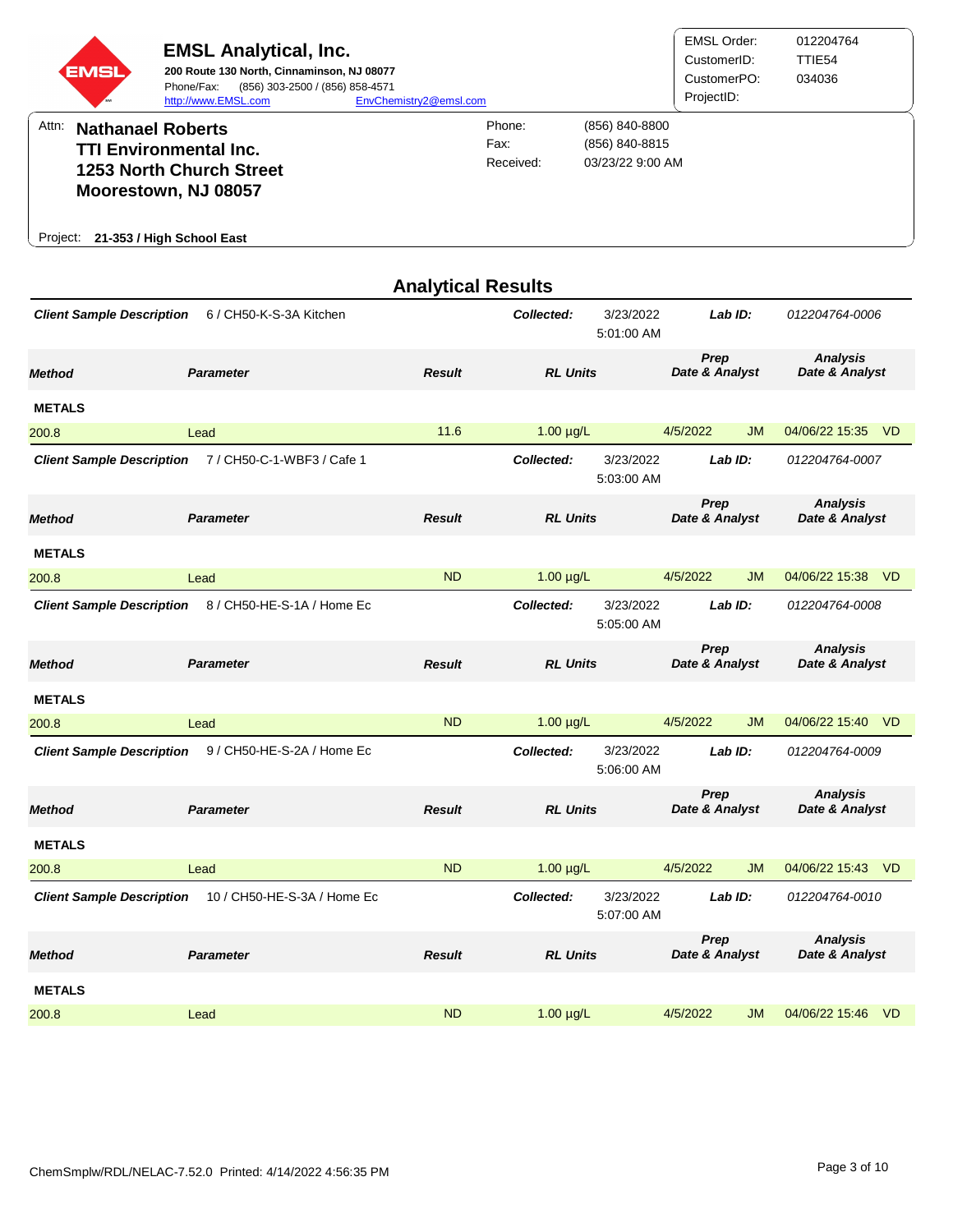# EMSL Analytical, Inc.

**200 Route 130 North, Cinnaminson, NJ 08077**
Phone/Fax: (856) 303-2500 / (856) 858-4571
http://www.EMSL.com EnvChemistry2@emsl.com

EMSL Order: 012204764
CustomerID: TTIE54
CustomerPO: 034036
ProjectID:

Attn: **Nathanael Roberts**
**TTI Environmental Inc.**
**1253 North Church Street**
**Moorestown, NJ 08057**

Phone: (856) 840-8800
Fax: (856) 840-8815
Received: 03/23/22 9:00 AM

Project: **21-353 / High School East**

## Analytical Results

**Client Sample Description** 6 / CH50-K-S-3A Kitchen — **Collected:** 3/23/2022 5:01:00 AM — **Lab ID:** 012204764-0006

| Method | Parameter | Result | RL Units | Prep Date & Analyst | | Analysis Date & Analyst | |
|---|---|---|---|---|---|---|---|
| **METALS** | | | | | | | |
| 200.8 | Lead | 11.6 | 1.00 µg/L | 4/5/2022 | JM | 04/06/22 15:35 | VD |

**Client Sample Description** 7 / CH50-C-1-WBF3 / Cafe 1 — **Collected:** 3/23/2022 5:03:00 AM — **Lab ID:** 012204764-0007

| Method | Parameter | Result | RL Units | Prep Date & Analyst | | Analysis Date & Analyst | |
|---|---|---|---|---|---|---|---|
| **METALS** | | | | | | | |
| 200.8 | Lead | ND | 1.00 µg/L | 4/5/2022 | JM | 04/06/22 15:38 | VD |

**Client Sample Description** 8 / CH50-HE-S-1A / Home Ec — **Collected:** 3/23/2022 5:05:00 AM — **Lab ID:** 012204764-0008

| Method | Parameter | Result | RL Units | Prep Date & Analyst | | Analysis Date & Analyst | |
|---|---|---|---|---|---|---|---|
| **METALS** | | | | | | | |
| 200.8 | Lead | ND | 1.00 µg/L | 4/5/2022 | JM | 04/06/22 15:40 | VD |

**Client Sample Description** 9 / CH50-HE-S-2A / Home Ec — **Collected:** 3/23/2022 5:06:00 AM — **Lab ID:** 012204764-0009

| Method | Parameter | Result | RL Units | Prep Date & Analyst | | Analysis Date & Analyst | |
|---|---|---|---|---|---|---|---|
| **METALS** | | | | | | | |
| 200.8 | Lead | ND | 1.00 µg/L | 4/5/2022 | JM | 04/06/22 15:43 | VD |

**Client Sample Description** 10 / CH50-HE-S-3A / Home Ec — **Collected:** 3/23/2022 5:07:00 AM — **Lab ID:** 012204764-0010

| Method | Parameter | Result | RL Units | Prep Date & Analyst | | Analysis Date & Analyst | |
|---|---|---|---|---|---|---|---|
| **METALS** | | | | | | | |
| 200.8 | Lead | ND | 1.00 µg/L | 4/5/2022 | JM | 04/06/22 15:46 | VD |

ChemSmplw/RDL/NELAC-7.52.0 Printed: 4/14/2022 4:56:35 PM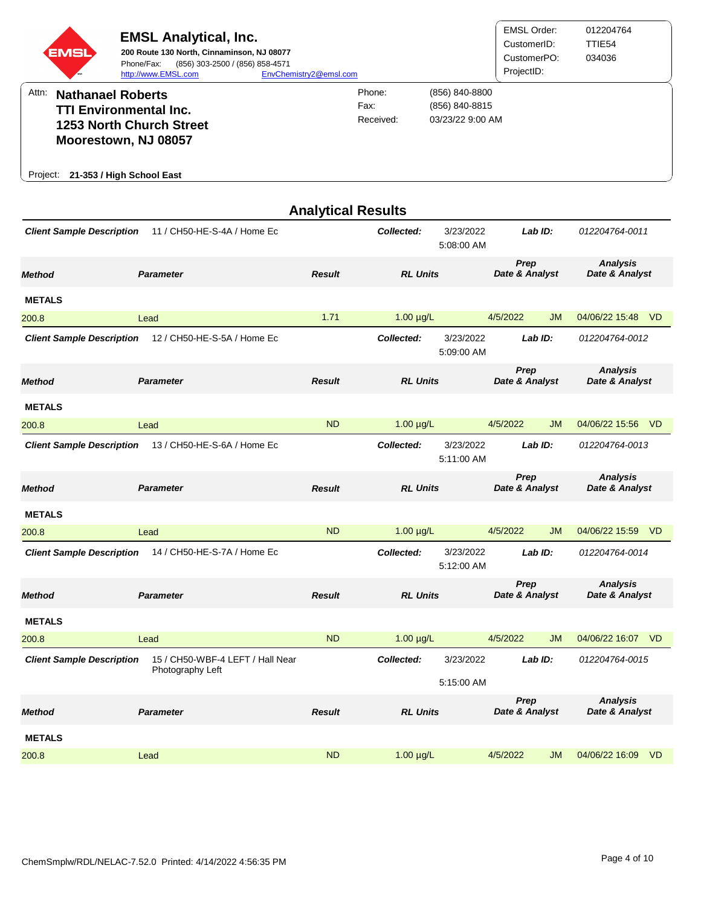**EMSL Analytical, Inc.**
200 Route 130 North, Cinnaminson, NJ 08077
Phone/Fax: (856) 303-2500 / (856) 858-4571
http://www.EMSL.com EnvChemistry2@emsl.com

EMSL Order: 012204764
CustomerID: TTIE54
CustomerPO: 034036
ProjectID:

Attn: **Nathanael Roberts**
**TTI Environmental Inc.**
**1253 North Church Street**
**Moorestown, NJ 08057**

Phone: (856) 840-8800
Fax: (856) 840-8815
Received: 03/23/22 9:00 AM

Project: **21-353 / High School East**

## Analytical Results

***Client Sample Description*** 11 / CH50-HE-S-4A / Home Ec — ***Collected:*** 3/23/2022 5:08:00 AM — ***Lab ID:*** *012204764-0011*

| Method | Parameter | Result | RL Units | Prep Date & Analyst | | Analysis Date & Analyst | |
|---|---|---|---|---|---|---|---|
| **METALS** | | | | | | | |
| 200.8 | Lead | 1.71 | 1.00 µg/L | 4/5/2022 | JM | 04/06/22 15:48 | VD |

***Client Sample Description*** 12 / CH50-HE-S-5A / Home Ec — ***Collected:*** 3/23/2022 5:09:00 AM — ***Lab ID:*** *012204764-0012*

| Method | Parameter | Result | RL Units | Prep Date & Analyst | | Analysis Date & Analyst | |
|---|---|---|---|---|---|---|---|
| **METALS** | | | | | | | |
| 200.8 | Lead | ND | 1.00 µg/L | 4/5/2022 | JM | 04/06/22 15:56 | VD |

***Client Sample Description*** 13 / CH50-HE-S-6A / Home Ec — ***Collected:*** 3/23/2022 5:11:00 AM — ***Lab ID:*** *012204764-0013*

| Method | Parameter | Result | RL Units | Prep Date & Analyst | | Analysis Date & Analyst | |
|---|---|---|---|---|---|---|---|
| **METALS** | | | | | | | |
| 200.8 | Lead | ND | 1.00 µg/L | 4/5/2022 | JM | 04/06/22 15:59 | VD |

***Client Sample Description*** 14 / CH50-HE-S-7A / Home Ec — ***Collected:*** 3/23/2022 5:12:00 AM — ***Lab ID:*** *012204764-0014*

| Method | Parameter | Result | RL Units | Prep Date & Analyst | | Analysis Date & Analyst | |
|---|---|---|---|---|---|---|---|
| **METALS** | | | | | | | |
| 200.8 | Lead | ND | 1.00 µg/L | 4/5/2022 | JM | 04/06/22 16:07 | VD |

***Client Sample Description*** 15 / CH50-WBF-4 LEFT / Hall Near Photography Left — ***Collected:*** 3/23/2022 5:15:00 AM — ***Lab ID:*** *012204764-0015*

| Method | Parameter | Result | RL Units | Prep Date & Analyst | | Analysis Date & Analyst | |
|---|---|---|---|---|---|---|---|
| **METALS** | | | | | | | |
| 200.8 | Lead | ND | 1.00 µg/L | 4/5/2022 | JM | 04/06/22 16:09 | VD |

ChemSmplw/RDL/NELAC-7.52.0 Printed: 4/14/2022 4:56:35 PM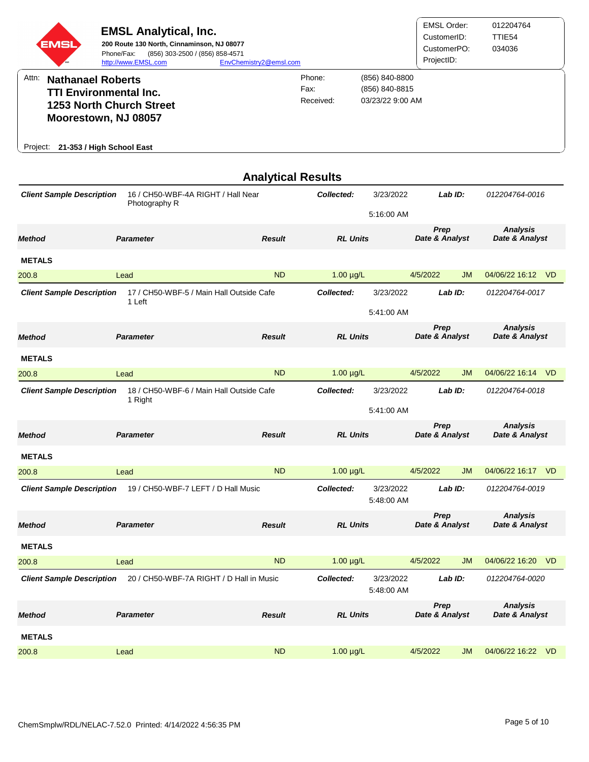**EMSL Analytical, Inc.**
**200 Route 130 North, Cinnaminson, NJ 08077**
Phone/Fax: (856) 303-2500 / (856) 858-4571
http://www.EMSL.com EnvChemistry2@emsl.com

| | |
|---|---|
| EMSL Order: | 012204764 |
| CustomerID: | TTIE54 |
| CustomerPO: | 034036 |
| ProjectID: | |

Attn: **Nathanael Roberts**
**TTI Environmental Inc.**
**1253 North Church Street**
**Moorestown, NJ 08057**

| | |
|---|---|
| Phone: | (856) 840-8800 |
| Fax: | (856) 840-8815 |
| Received: | 03/23/22 9:00 AM |

Project: **21-353 / High School East**

## Analytical Results

***Client Sample Description*** 16 / CH50-WBF-4A RIGHT / Hall Near Photography R — ***Collected:*** 3/23/2022 5:16:00 AM — ***Lab ID:*** *012204764-0016*

| Method | Parameter | Result | RL Units | Prep Date & Analyst | | Analysis Date & Analyst | |
|---|---|---|---|---|---|---|---|
| **METALS** | | | | | | | |
| 200.8 | Lead | ND | 1.00 µg/L | 4/5/2022 | JM | 04/06/22 16:12 | VD |

***Client Sample Description*** 17 / CH50-WBF-5 / Main Hall Outside Cafe 1 Left — ***Collected:*** 3/23/2022 5:41:00 AM — ***Lab ID:*** *012204764-0017*

| Method | Parameter | Result | RL Units | Prep Date & Analyst | | Analysis Date & Analyst | |
|---|---|---|---|---|---|---|---|
| **METALS** | | | | | | | |
| 200.8 | Lead | ND | 1.00 µg/L | 4/5/2022 | JM | 04/06/22 16:14 | VD |

***Client Sample Description*** 18 / CH50-WBF-6 / Main Hall Outside Cafe 1 Right — ***Collected:*** 3/23/2022 5:41:00 AM — ***Lab ID:*** *012204764-0018*

| Method | Parameter | Result | RL Units | Prep Date & Analyst | | Analysis Date & Analyst | |
|---|---|---|---|---|---|---|---|
| **METALS** | | | | | | | |
| 200.8 | Lead | ND | 1.00 µg/L | 4/5/2022 | JM | 04/06/22 16:17 | VD |

***Client Sample Description*** 19 / CH50-WBF-7 LEFT / D Hall Music — ***Collected:*** 3/23/2022 5:48:00 AM — ***Lab ID:*** *012204764-0019*

| Method | Parameter | Result | RL Units | Prep Date & Analyst | | Analysis Date & Analyst | |
|---|---|---|---|---|---|---|---|
| **METALS** | | | | | | | |
| 200.8 | Lead | ND | 1.00 µg/L | 4/5/2022 | JM | 04/06/22 16:20 | VD |

***Client Sample Description*** 20 / CH50-WBF-7A RIGHT / D Hall in Music — ***Collected:*** 3/23/2022 5:48:00 AM — ***Lab ID:*** *012204764-0020*

| Method | Parameter | Result | RL Units | Prep Date & Analyst | | Analysis Date & Analyst | |
|---|---|---|---|---|---|---|---|
| **METALS** | | | | | | | |
| 200.8 | Lead | ND | 1.00 µg/L | 4/5/2022 | JM | 04/06/22 16:22 | VD |

ChemSmplw/RDL/NELAC-7.52.0 Printed: 4/14/2022 4:56:35 PM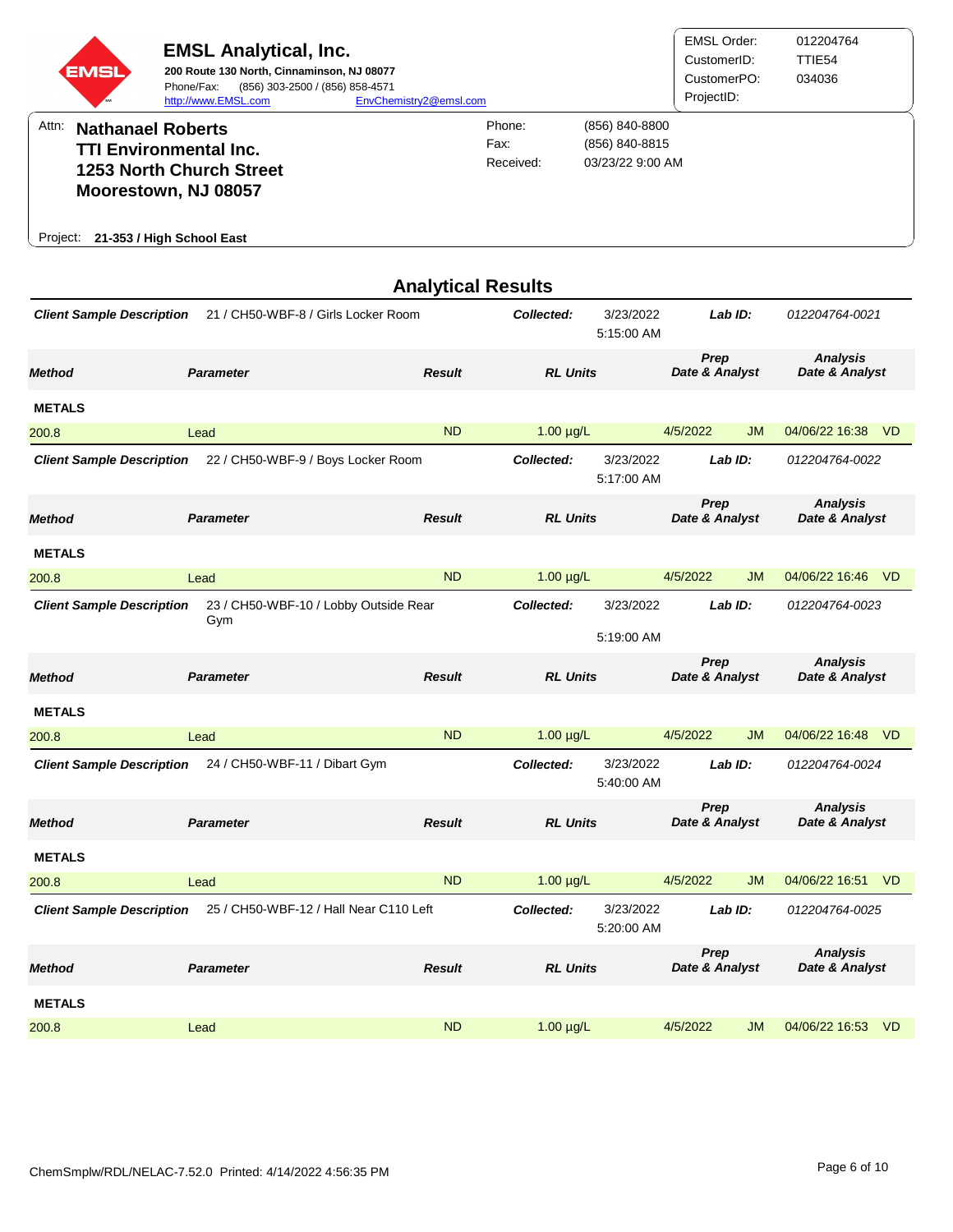**EMSL Analytical, Inc.**
**200 Route 130 North, Cinnaminson, NJ 08077**
Phone/Fax: (856) 303-2500 / (856) 858-4571
http://www.EMSL.com EnvChemistry2@emsl.com

EMSL Order: 012204764
CustomerID: TTIE54
CustomerPO: 034036
ProjectID:

Attn: **Nathanael Roberts**
**TTI Environmental Inc.**
**1253 North Church Street**
**Moorestown, NJ 08057**

Phone: (856) 840-8800
Fax: (856) 840-8815
Received: 03/23/22 9:00 AM

Project: **21-353 / High School East**

## Analytical Results

***Client Sample Description*** 21 / CH50-WBF-8 / Girls Locker Room — ***Collected:*** 3/23/2022 5:15:00 AM — ***Lab ID:*** *012204764-0021*

| Method | Parameter | Result | RL Units | Prep Date & Analyst | | Analysis Date & Analyst | |
|---|---|---|---|---|---|---|---|
| **METALS** | | | | | | | |
| 200.8 | Lead | ND | 1.00 µg/L | 4/5/2022 | JM | 04/06/22 16:38 | VD |

***Client Sample Description*** 22 / CH50-WBF-9 / Boys Locker Room — ***Collected:*** 3/23/2022 5:17:00 AM — ***Lab ID:*** *012204764-0022*

| Method | Parameter | Result | RL Units | Prep Date & Analyst | | Analysis Date & Analyst | |
|---|---|---|---|---|---|---|---|
| **METALS** | | | | | | | |
| 200.8 | Lead | ND | 1.00 µg/L | 4/5/2022 | JM | 04/06/22 16:46 | VD |

***Client Sample Description*** 23 / CH50-WBF-10 / Lobby Outside Rear Gym — ***Collected:*** 3/23/2022 5:19:00 AM — ***Lab ID:*** *012204764-0023*

| Method | Parameter | Result | RL Units | Prep Date & Analyst | | Analysis Date & Analyst | |
|---|---|---|---|---|---|---|---|
| **METALS** | | | | | | | |
| 200.8 | Lead | ND | 1.00 µg/L | 4/5/2022 | JM | 04/06/22 16:48 | VD |

***Client Sample Description*** 24 / CH50-WBF-11 / Dibart Gym — ***Collected:*** 3/23/2022 5:40:00 AM — ***Lab ID:*** *012204764-0024*

| Method | Parameter | Result | RL Units | Prep Date & Analyst | | Analysis Date & Analyst | |
|---|---|---|---|---|---|---|---|
| **METALS** | | | | | | | |
| 200.8 | Lead | ND | 1.00 µg/L | 4/5/2022 | JM | 04/06/22 16:51 | VD |

***Client Sample Description*** 25 / CH50-WBF-12 / Hall Near C110 Left — ***Collected:*** 3/23/2022 5:20:00 AM — ***Lab ID:*** *012204764-0025*

| Method | Parameter | Result | RL Units | Prep Date & Analyst | | Analysis Date & Analyst | |
|---|---|---|---|---|---|---|---|
| **METALS** | | | | | | | |
| 200.8 | Lead | ND | 1.00 µg/L | 4/5/2022 | JM | 04/06/22 16:53 | VD |

ChemSmplw/RDL/NELAC-7.52.0 Printed: 4/14/2022 4:56:35 PM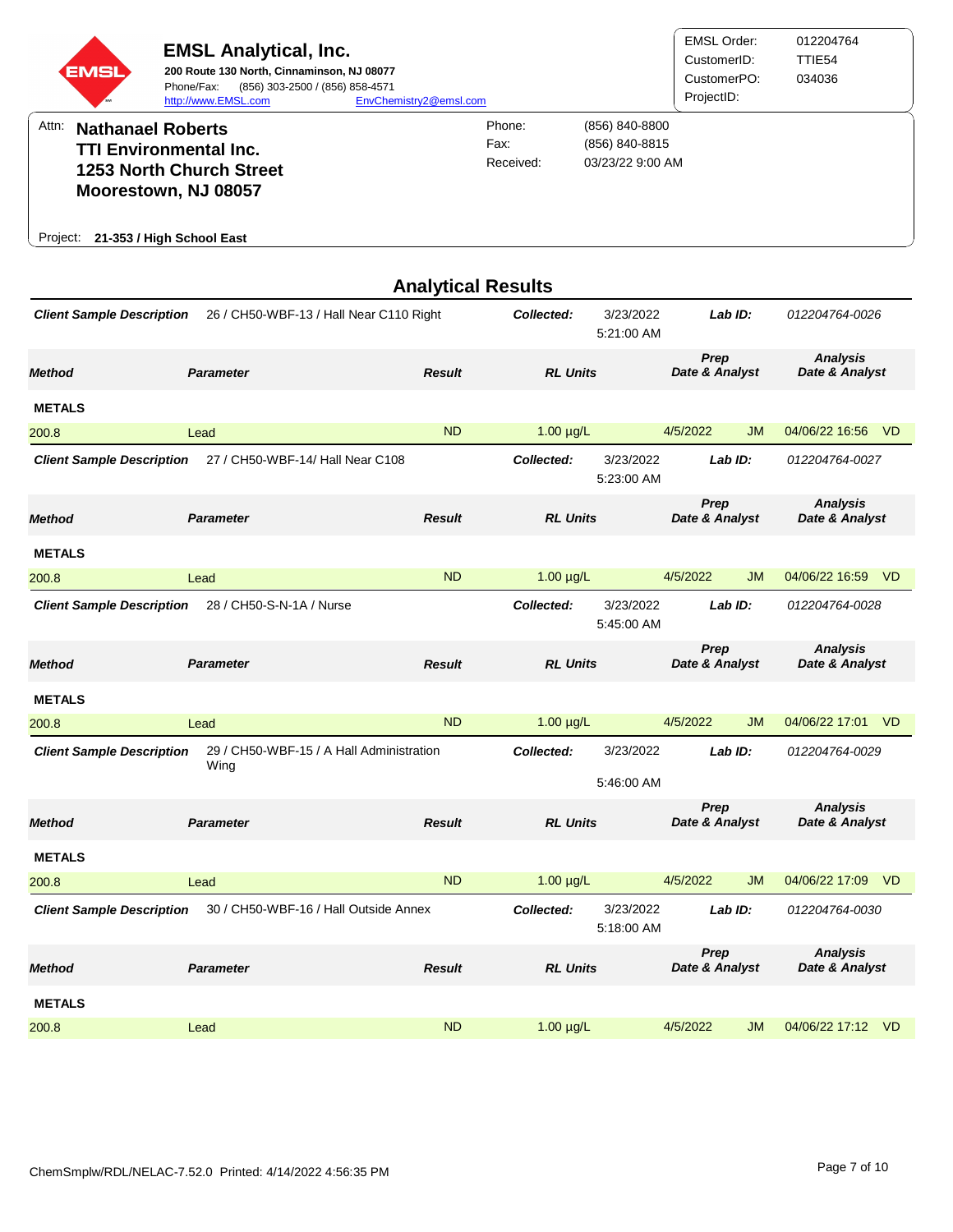# EMSL Analytical, Inc.

**200 Route 130 North, Cinnaminson, NJ 08077**
Phone/Fax: (856) 303-2500 / (856) 858-4571
http://www.EMSL.com EnvChemistry2@emsl.com

| | |
|---|---|
| EMSL Order: | 012204764 |
| CustomerID: | TTIE54 |
| CustomerPO: | 034036 |
| ProjectID: | |

Attn: **Nathanael Roberts**
**TTI Environmental Inc.**
**1253 North Church Street**
**Moorestown, NJ 08057**

| | |
|---|---|
| Phone: | (856) 840-8800 |
| Fax: | (856) 840-8815 |
| Received: | 03/23/22 9:00 AM |

Project: **21-353 / High School East**

## Analytical Results

**Client Sample Description:** 26 / CH50-WBF-13 / Hall Near C110 Right — **Collected:** 3/23/2022 5:21:00 AM — **Lab ID:** 012204764-0026

| Method | Parameter | Result | RL Units | Prep Date & Analyst | | Analysis Date & Analyst | |
|---|---|---|---|---|---|---|---|
| **METALS** | | | | | | | |
| 200.8 | Lead | ND | 1.00 µg/L | 4/5/2022 | JM | 04/06/22 16:56 | VD |

**Client Sample Description:** 27 / CH50-WBF-14/ Hall Near C108 — **Collected:** 3/23/2022 5:23:00 AM — **Lab ID:** 012204764-0027

| Method | Parameter | Result | RL Units | Prep Date & Analyst | | Analysis Date & Analyst | |
|---|---|---|---|---|---|---|---|
| **METALS** | | | | | | | |
| 200.8 | Lead | ND | 1.00 µg/L | 4/5/2022 | JM | 04/06/22 16:59 | VD |

**Client Sample Description:** 28 / CH50-S-N-1A / Nurse — **Collected:** 3/23/2022 5:45:00 AM — **Lab ID:** 012204764-0028

| Method | Parameter | Result | RL Units | Prep Date & Analyst | | Analysis Date & Analyst | |
|---|---|---|---|---|---|---|---|
| **METALS** | | | | | | | |
| 200.8 | Lead | ND | 1.00 µg/L | 4/5/2022 | JM | 04/06/22 17:01 | VD |

**Client Sample Description:** 29 / CH50-WBF-15 / A Hall Administration Wing — **Collected:** 3/23/2022 5:46:00 AM — **Lab ID:** 012204764-0029

| Method | Parameter | Result | RL Units | Prep Date & Analyst | | Analysis Date & Analyst | |
|---|---|---|---|---|---|---|---|
| **METALS** | | | | | | | |
| 200.8 | Lead | ND | 1.00 µg/L | 4/5/2022 | JM | 04/06/22 17:09 | VD |

**Client Sample Description:** 30 / CH50-WBF-16 / Hall Outside Annex — **Collected:** 3/23/2022 5:18:00 AM — **Lab ID:** 012204764-0030

| Method | Parameter | Result | RL Units | Prep Date & Analyst | | Analysis Date & Analyst | |
|---|---|---|---|---|---|---|---|
| **METALS** | | | | | | | |
| 200.8 | Lead | ND | 1.00 µg/L | 4/5/2022 | JM | 04/06/22 17:12 | VD |

ChemSmplw/RDL/NELAC-7.52.0 Printed: 4/14/2022 4:56:35 PM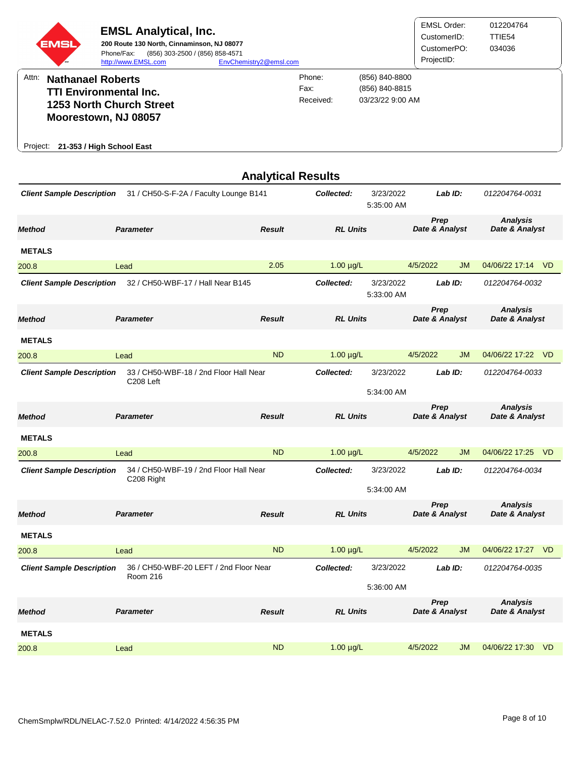**EMSL Analytical, Inc.**
**200 Route 130 North, Cinnaminson, NJ 08077**
Phone/Fax: (856) 303-2500 / (856) 858-4571
http://www.EMSL.com EnvChemistry2@emsl.com

| | |
|---|---|
| EMSL Order: | 012204764 |
| CustomerID: | TTIE54 |
| CustomerPO: | 034036 |
| ProjectID: | |

Attn: **Nathanael Roberts**
**TTI Environmental Inc.**
**1253 North Church Street**
**Moorestown, NJ 08057**

| | |
|---|---|
| Phone: | (856) 840-8800 |
| Fax: | (856) 840-8815 |
| Received: | 03/23/22 9:00 AM |

Project: **21-353 / High School East**

## Analytical Results

**Client Sample Description** 31 / CH50-S-F-2A / Faculty Lounge B141 — **Collected:** 3/23/2022 5:35:00 AM — **Lab ID:** 012204764-0031

| Method | Parameter | Result | RL Units | Prep Date & Analyst | | Analysis Date & Analyst | |
|---|---|---|---|---|---|---|---|
| **METALS** | | | | | | | |
| 200.8 | Lead | 2.05 | 1.00 µg/L | 4/5/2022 | JM | 04/06/22 17:14 | VD |

**Client Sample Description** 32 / CH50-WBF-17 / Hall Near B145 — **Collected:** 3/23/2022 5:33:00 AM — **Lab ID:** 012204764-0032

| Method | Parameter | Result | RL Units | Prep Date & Analyst | | Analysis Date & Analyst | |
|---|---|---|---|---|---|---|---|
| **METALS** | | | | | | | |
| 200.8 | Lead | ND | 1.00 µg/L | 4/5/2022 | JM | 04/06/22 17:22 | VD |

**Client Sample Description** 33 / CH50-WBF-18 / 2nd Floor Hall Near C208 Left — **Collected:** 3/23/2022 5:34:00 AM — **Lab ID:** 012204764-0033

| Method | Parameter | Result | RL Units | Prep Date & Analyst | | Analysis Date & Analyst | |
|---|---|---|---|---|---|---|---|
| **METALS** | | | | | | | |
| 200.8 | Lead | ND | 1.00 µg/L | 4/5/2022 | JM | 04/06/22 17:25 | VD |

**Client Sample Description** 34 / CH50-WBF-19 / 2nd Floor Hall Near C208 Right — **Collected:** 3/23/2022 5:34:00 AM — **Lab ID:** 012204764-0034

| Method | Parameter | Result | RL Units | Prep Date & Analyst | | Analysis Date & Analyst | |
|---|---|---|---|---|---|---|---|
| **METALS** | | | | | | | |
| 200.8 | Lead | ND | 1.00 µg/L | 4/5/2022 | JM | 04/06/22 17:27 | VD |

**Client Sample Description** 36 / CH50-WBF-20 LEFT / 2nd Floor Near Room 216 — **Collected:** 3/23/2022 5:36:00 AM — **Lab ID:** 012204764-0035

| Method | Parameter | Result | RL Units | Prep Date & Analyst | | Analysis Date & Analyst | |
|---|---|---|---|---|---|---|---|
| **METALS** | | | | | | | |
| 200.8 | Lead | ND | 1.00 µg/L | 4/5/2022 | JM | 04/06/22 17:30 | VD |

ChemSmplw/RDL/NELAC-7.52.0 Printed: 4/14/2022 4:56:35 PM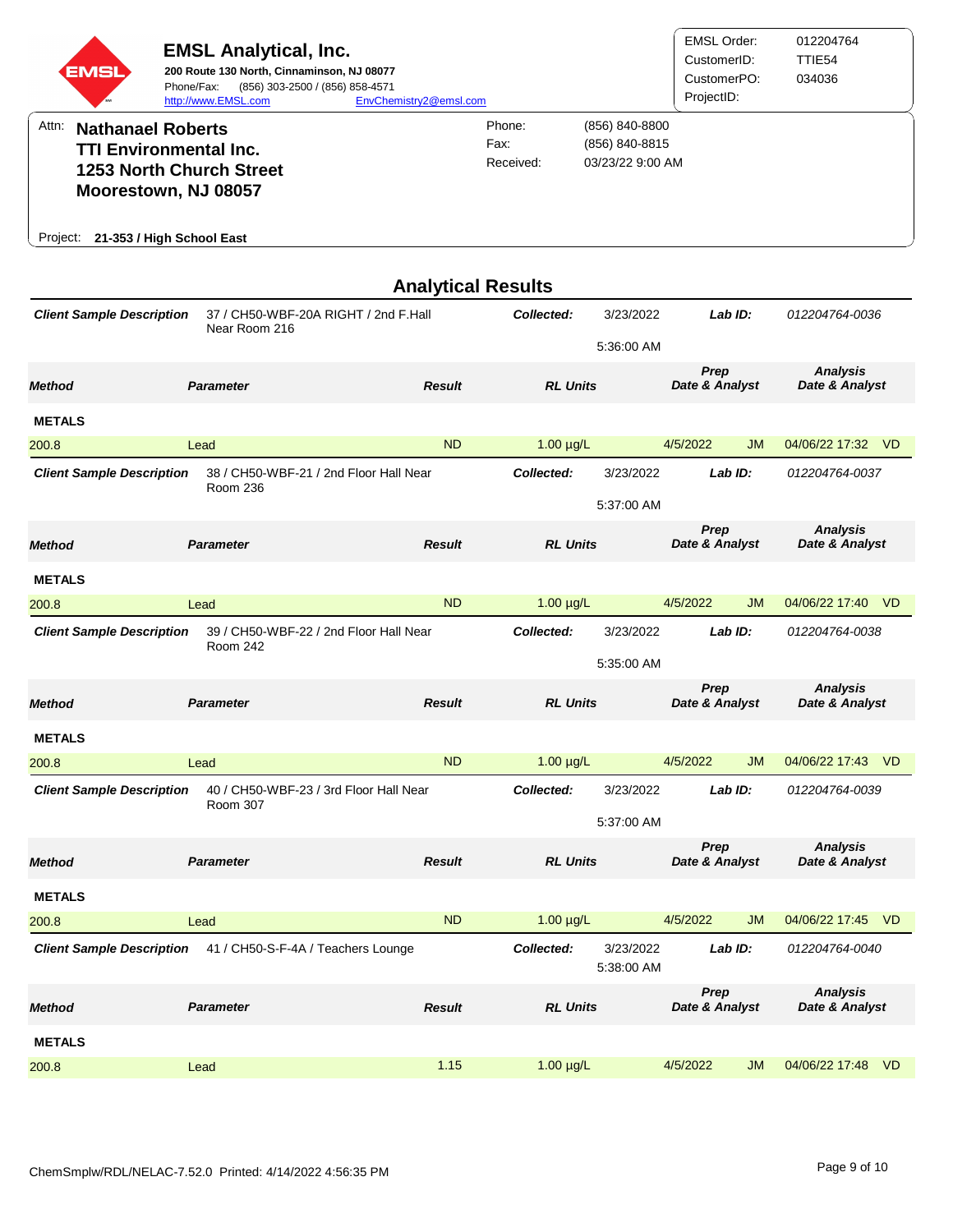# EMSL Analytical, Inc.

**200 Route 130 North, Cinnaminson, NJ 08077**
Phone/Fax: (856) 303-2500 / (856) 858-4571
http://www.EMSL.com EnvChemistry2@emsl.com

| | |
|---|---|
| EMSL Order: | 012204764 |
| CustomerID: | TTIE54 |
| CustomerPO: | 034036 |
| ProjectID: | |

Attn: **Nathanael Roberts**
**TTI Environmental Inc.**
**1253 North Church Street**
**Moorestown, NJ 08057**

| | |
|---|---|
| Phone: | (856) 840-8800 |
| Fax: | (856) 840-8815 |
| Received: | 03/23/22 9:00 AM |

Project: **21-353 / High School East**

## Analytical Results

**Client Sample Description:** 37 / CH50-WBF-20A RIGHT / 2nd F.Hall Near Room 216
**Collected:** 3/23/2022 5:36:00 AM
**Lab ID:** 012204764-0036

| Method | Parameter | Result | RL Units | Prep Date & Analyst | | Analysis Date & Analyst | |
|---|---|---|---|---|---|---|---|
| **METALS** | | | | | | | |
| 200.8 | Lead | ND | 1.00 µg/L | 4/5/2022 | JM | 04/06/22 17:32 | VD |

**Client Sample Description:** 38 / CH50-WBF-21 / 2nd Floor Hall Near Room 236
**Collected:** 3/23/2022 5:37:00 AM
**Lab ID:** 012204764-0037

| Method | Parameter | Result | RL Units | Prep Date & Analyst | | Analysis Date & Analyst | |
|---|---|---|---|---|---|---|---|
| **METALS** | | | | | | | |
| 200.8 | Lead | ND | 1.00 µg/L | 4/5/2022 | JM | 04/06/22 17:40 | VD |

**Client Sample Description:** 39 / CH50-WBF-22 / 2nd Floor Hall Near Room 242
**Collected:** 3/23/2022 5:35:00 AM
**Lab ID:** 012204764-0038

| Method | Parameter | Result | RL Units | Prep Date & Analyst | | Analysis Date & Analyst | |
|---|---|---|---|---|---|---|---|
| **METALS** | | | | | | | |
| 200.8 | Lead | ND | 1.00 µg/L | 4/5/2022 | JM | 04/06/22 17:43 | VD |

**Client Sample Description:** 40 / CH50-WBF-23 / 3rd Floor Hall Near Room 307
**Collected:** 3/23/2022 5:37:00 AM
**Lab ID:** 012204764-0039

| Method | Parameter | Result | RL Units | Prep Date & Analyst | | Analysis Date & Analyst | |
|---|---|---|---|---|---|---|---|
| **METALS** | | | | | | | |
| 200.8 | Lead | ND | 1.00 µg/L | 4/5/2022 | JM | 04/06/22 17:45 | VD |

**Client Sample Description:** 41 / CH50-S-F-4A / Teachers Lounge
**Collected:** 3/23/2022 5:38:00 AM
**Lab ID:** 012204764-0040

| Method | Parameter | Result | RL Units | Prep Date & Analyst | | Analysis Date & Analyst | |
|---|---|---|---|---|---|---|---|
| **METALS** | | | | | | | |
| 200.8 | Lead | 1.15 | 1.00 µg/L | 4/5/2022 | JM | 04/06/22 17:48 | VD |

ChemSmplw/RDL/NELAC-7.52.0 Printed: 4/14/2022 4:56:35 PM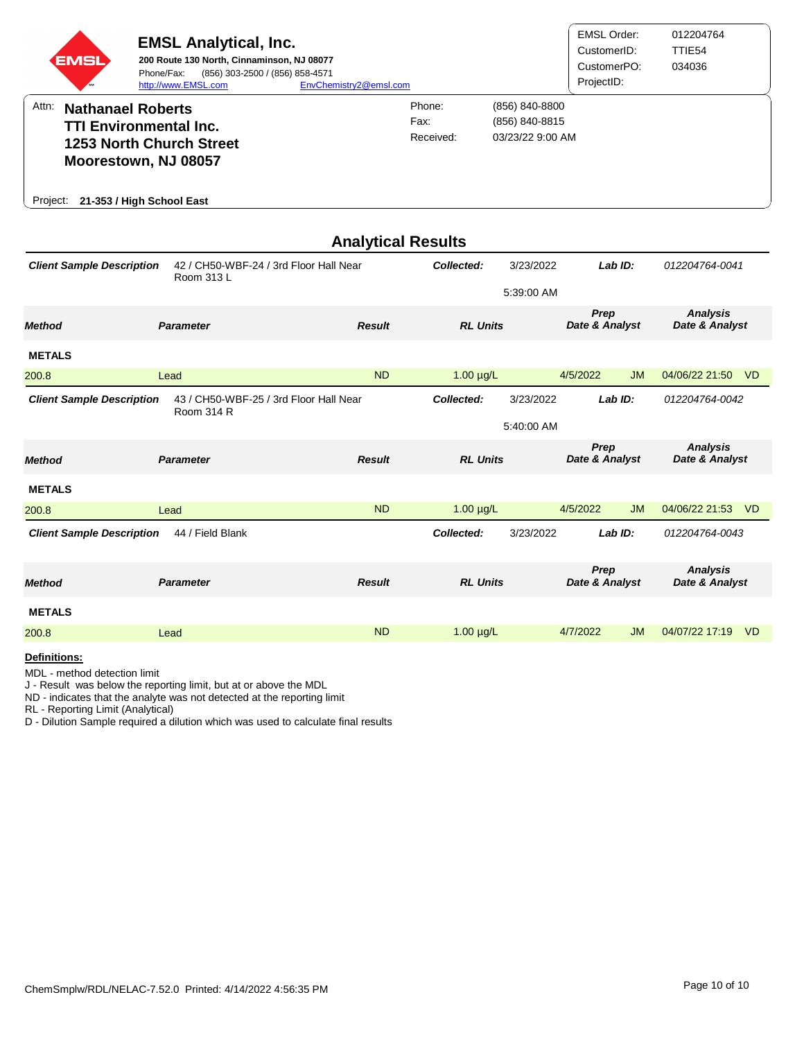**EMSL Analytical, Inc.**
**200 Route 130 North, Cinnaminson, NJ 08077**
Phone/Fax: (856) 303-2500 / (856) 858-4571
http://www.EMSL.com EnvChemistry2@emsl.com

| | |
|---|---|
| EMSL Order: | 012204764 |
| CustomerID: | TTIE54 |
| CustomerPO: | 034036 |
| ProjectID: | |

Attn: **Nathanael Roberts**
**TTI Environmental Inc.**
**1253 North Church Street**
**Moorestown, NJ 08057**

Phone: (856) 840-8800
Fax: (856) 840-8815
Received: 03/23/22 9:00 AM

Project: **21-353 / High School East**

## Analytical Results

**Client Sample Description** 42 / CH50-WBF-24 / 3rd Floor Hall Near Room 313 L
**Collected:** 3/23/2022 5:39:00 AM **Lab ID:** 012204764-0041

| Method | Parameter | Result | RL Units | Prep Date & Analyst | | Analysis Date & Analyst | |
|---|---|---|---|---|---|---|---|
| **METALS** | | | | | | | |
| 200.8 | Lead | ND | 1.00 µg/L | 4/5/2022 | JM | 04/06/22 21:50 | VD |

**Client Sample Description** 43 / CH50-WBF-25 / 3rd Floor Hall Near Room 314 R
**Collected:** 3/23/2022 5:40:00 AM **Lab ID:** 012204764-0042

| Method | Parameter | Result | RL Units | Prep Date & Analyst | | Analysis Date & Analyst | |
|---|---|---|---|---|---|---|---|
| **METALS** | | | | | | | |
| 200.8 | Lead | ND | 1.00 µg/L | 4/5/2022 | JM | 04/06/22 21:53 | VD |

**Client Sample Description** 44 / Field Blank
**Collected:** 3/23/2022 **Lab ID:** 012204764-0043

| Method | Parameter | Result | RL Units | Prep Date & Analyst | | Analysis Date & Analyst | |
|---|---|---|---|---|---|---|---|
| **METALS** | | | | | | | |
| 200.8 | Lead | ND | 1.00 µg/L | 4/7/2022 | JM | 04/07/22 17:19 | VD |

**Definitions:**

MDL - method detection limit
J - Result was below the reporting limit, but at or above the MDL
ND - indicates that the analyte was not detected at the reporting limit
RL - Reporting Limit (Analytical)
D - Dilution Sample required a dilution which was used to calculate final results

ChemSmplw/RDL/NELAC-7.52.0 Printed: 4/14/2022 4:56:35 PM